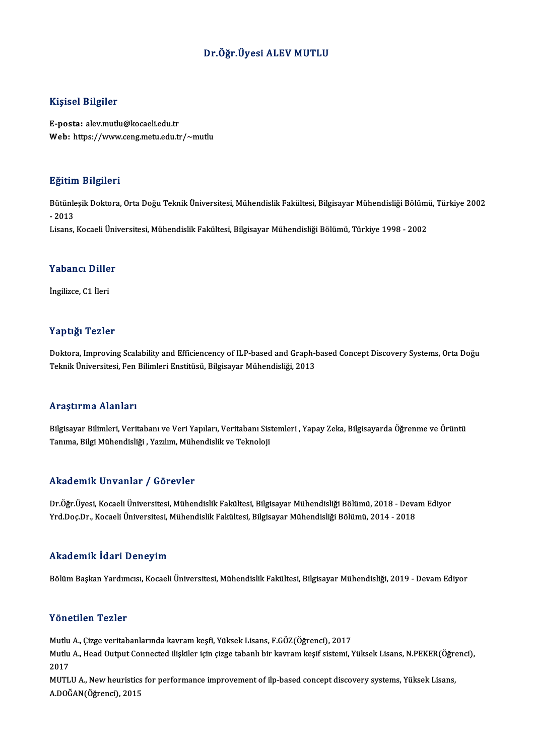# Dr.Öğr.Üyesi ALEV MUTLU

## Kişisel Bilgiler

**E-posta:** alev.mutlu@kocaeli.edu.tr
**Web:** https://www.ceng.metu.edu.tr/~mutlu

## Eğitim Bilgileri

Bütünleşik Doktora, Orta Doğu Teknik Üniversitesi, Mühendislik Fakültesi, Bilgisayar Mühendisliği Bölümü, Türkiye 2002 - 2013
Lisans, Kocaeli Üniversitesi, Mühendislik Fakültesi, Bilgisayar Mühendisliği Bölümü, Türkiye 1998 - 2002

## Yabancı Diller

İngilizce, C1 İleri

## Yaptığı Tezler

Doktora, Improving Scalability and Efficiencency of ILP-based and Graph-based Concept Discovery Systems, Orta Doğu Teknik Üniversitesi, Fen Bilimleri Enstitüsü, Bilgisayar Mühendisliği, 2013

## Araştırma Alanları

Bilgisayar Bilimleri, Veritabanı ve Veri Yapıları, Veritabanı Sistemleri , Yapay Zeka, Bilgisayarda Öğrenme ve Örüntü Tanıma, Bilgi Mühendisliği , Yazılım, Mühendislik ve Teknoloji

## Akademik Unvanlar / Görevler

Dr.Öğr.Üyesi, Kocaeli Üniversitesi, Mühendislik Fakültesi, Bilgisayar Mühendisliği Bölümü, 2018 - Devam Ediyor
Yrd.Doç.Dr., Kocaeli Üniversitesi, Mühendislik Fakültesi, Bilgisayar Mühendisliği Bölümü, 2014 - 2018

## Akademik İdari Deneyim

Bölüm Başkan Yardımcısı, Kocaeli Üniversitesi, Mühendislik Fakültesi, Bilgisayar Mühendisliği, 2019 - Devam Ediyor

## Yönetilen Tezler

Mutlu A., Çizge veritabanlarında kavram keşfi, Yüksek Lisans, F.GÖZ(Öğrenci), 2017
Mutlu A., Head Output Connected ilişkiler için çizge tabanlı bir kavram keşif sistemi, Yüksek Lisans, N.PEKER(Öğrenci), 2017
MUTLU A., New heuristics for performance improvement of ilp-based concept discovery systems, Yüksek Lisans, A.DOĞAN(Öğrenci), 2015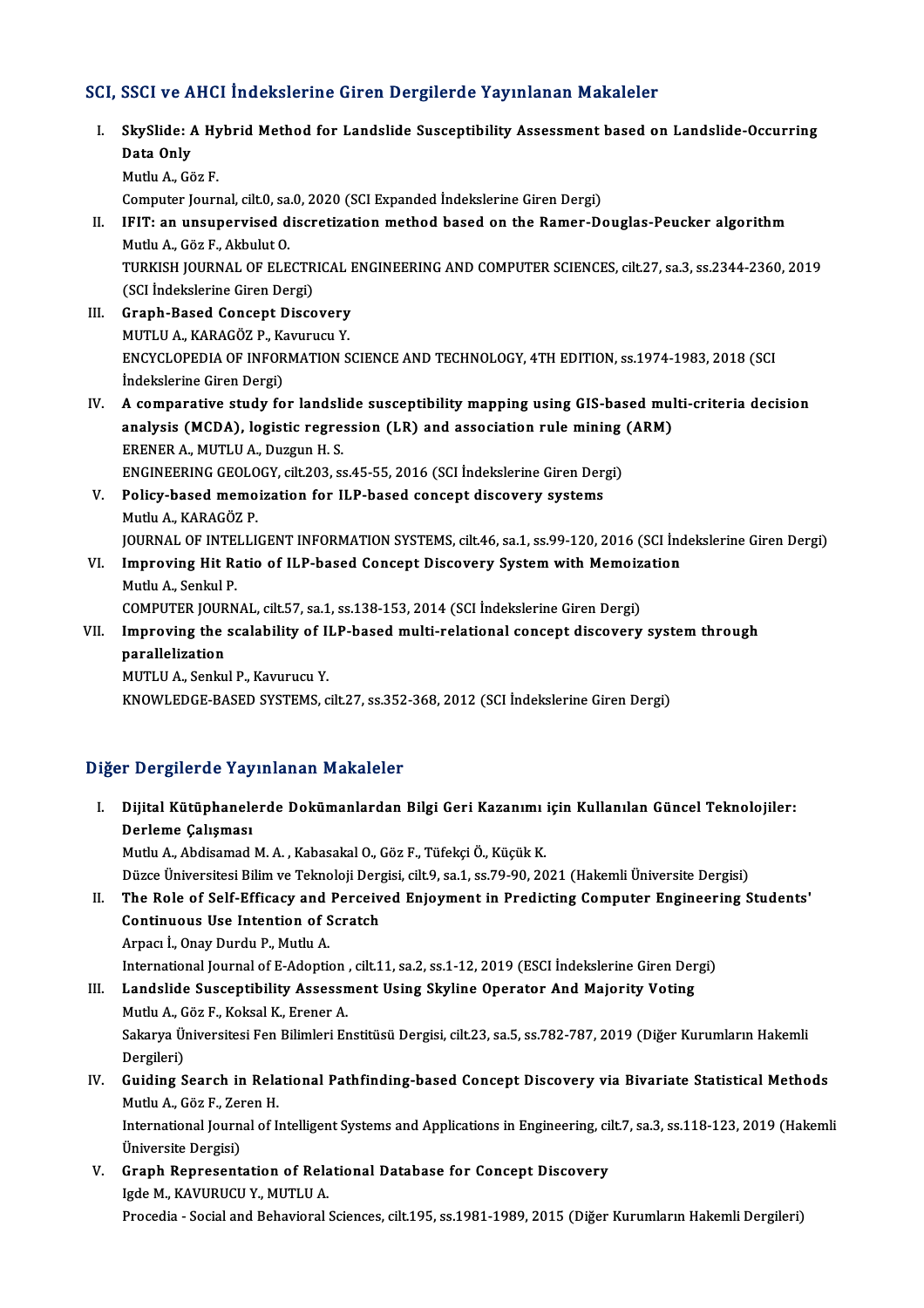## SCI, SSCI ve AHCI İndekslerine Giren Dergilerde Yayınlanan Makaleler

I. **SkySlide: A Hybrid Method for Landslide Susceptibility Assessment based on Landslide-Occurring Data Only**
   Mutlu A., Göz F.
   Computer Journal, cilt.0, sa.0, 2020 (SCI Expanded İndekslerine Giren Dergi)

II. **IFIT: an unsupervised discretization method based on the Ramer-Douglas-Peucker algorithm**
   Mutlu A., Göz F., Akbulut O.
   TURKISH JOURNAL OF ELECTRICAL ENGINEERING AND COMPUTER SCIENCES, cilt.27, sa.3, ss.2344-2360, 2019 (SCI İndekslerine Giren Dergi)

III. **Graph-Based Concept Discovery**
   MUTLU A., KARAGÖZ P., Kavurucu Y.
   ENCYCLOPEDIA OF INFORMATION SCIENCE AND TECHNOLOGY, 4TH EDITION, ss.1974-1983, 2018 (SCI İndekslerine Giren Dergi)

IV. **A comparative study for landslide susceptibility mapping using GIS-based multi-criteria decision analysis (MCDA), logistic regression (LR) and association rule mining (ARM)**
   ERENER A., MUTLU A., Duzgun H. S.
   ENGINEERING GEOLOGY, cilt.203, ss.45-55, 2016 (SCI İndekslerine Giren Dergi)

V. **Policy-based memoization for ILP-based concept discovery systems**
   Mutlu A., KARAGÖZ P.
   JOURNAL OF INTELLIGENT INFORMATION SYSTEMS, cilt.46, sa.1, ss.99-120, 2016 (SCI İndekslerine Giren Dergi)

VI. **Improving Hit Ratio of ILP-based Concept Discovery System with Memoization**
   Mutlu A., Senkul P.
   COMPUTER JOURNAL, cilt.57, sa.1, ss.138-153, 2014 (SCI İndekslerine Giren Dergi)

VII. **Improving the scalability of ILP-based multi-relational concept discovery system through parallelization**
   MUTLU A., Senkul P., Kavurucu Y.
   KNOWLEDGE-BASED SYSTEMS, cilt.27, ss.352-368, 2012 (SCI İndekslerine Giren Dergi)

## Diğer Dergilerde Yayınlanan Makaleler

I. **Dijital Kütüphanelerde Dokümanlardan Bilgi Geri Kazanımı için Kullanılan Güncel Teknolojiler: Derleme Çalışması**
   Mutlu A., Abdisamad M. A. , Kabasakal O., Göz F., Tüfekçi Ö., Küçük K.
   Düzce Üniversitesi Bilim ve Teknoloji Dergisi, cilt.9, sa.1, ss.79-90, 2021 (Hakemli Üniversite Dergisi)

II. **The Role of Self-Efficacy and Perceived Enjoyment in Predicting Computer Engineering Students' Continuous Use Intention of Scratch**
   Arpacı İ., Onay Durdu P., Mutlu A.
   International Journal of E-Adoption , cilt.11, sa.2, ss.1-12, 2019 (ESCI İndekslerine Giren Dergi)

III. **Landslide Susceptibility Assessment Using Skyline Operator And Majority Voting**
   Mutlu A., Göz F., Koksal K., Erener A.
   Sakarya Üniversitesi Fen Bilimleri Enstitüsü Dergisi, cilt.23, sa.5, ss.782-787, 2019 (Diğer Kurumların Hakemli Dergileri)

IV. **Guiding Search in Relational Pathfinding-based Concept Discovery via Bivariate Statistical Methods**
   Mutlu A., Göz F., Zeren H.
   International Journal of Intelligent Systems and Applications in Engineering, cilt.7, sa.3, ss.118-123, 2019 (Hakemli Üniversite Dergisi)

V. **Graph Representation of Relational Database for Concept Discovery**
   Igde M., KAVURUCU Y., MUTLU A.
   Procedia - Social and Behavioral Sciences, cilt.195, ss.1981-1989, 2015 (Diğer Kurumların Hakemli Dergileri)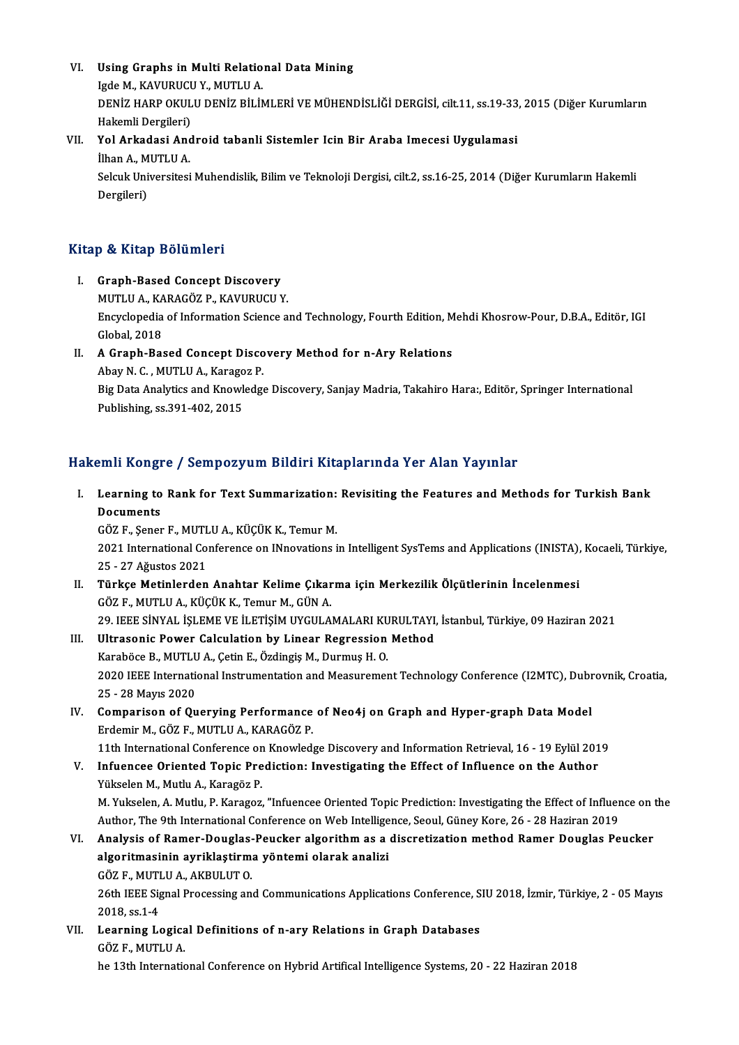VI. **Using Graphs in Multi Relational Data Mining**
Igde M., KAVURUCU Y., MUTLU A.
DENİZ HARP OKULU DENİZ BİLİMLERİ VE MÜHENDİSLİĞİ DERGİSİ, cilt.11, ss.19-33, 2015 (Diğer Kurumların Hakemli Dergileri)

VII. **Yol Arkadasi Android tabanli Sistemler Icin Bir Araba Imecesi Uygulamasi**
İlhan A., MUTLU A.
Selcuk Universitesi Muhendislik, Bilim ve Teknoloji Dergisi, cilt.2, ss.16-25, 2014 (Diğer Kurumların Hakemli Dergileri)

## Kitap & Kitap Bölümleri

I. **Graph-Based Concept Discovery**
MUTLU A., KARAGÖZ P., KAVURUCU Y.
Encyclopedia of Information Science and Technology, Fourth Edition, Mehdi Khosrow-Pour, D.B.A., Editör, IGI Global, 2018

II. **A Graph-Based Concept Discovery Method for n-Ary Relations**
Abay N. C. , MUTLU A., Karagoz P.
Big Data Analytics and Knowledge Discovery, Sanjay Madria, Takahiro Hara:, Editör, Springer International Publishing, ss.391-402, 2015

## Hakemli Kongre / Sempozyum Bildiri Kitaplarında Yer Alan Yayınlar

I. **Learning to Rank for Text Summarization: Revisiting the Features and Methods for Turkish Bank Documents**
GÖZ F., Şener F., MUTLU A., KÜÇÜK K., Temur M.
2021 International Conference on INnovations in Intelligent SysTems and Applications (INISTA), Kocaeli, Türkiye, 25 - 27 Ağustos 2021

II. **Türkçe Metinlerden Anahtar Kelime Çıkarma için Merkezilik Ölçütlerinin İncelenmesi**
GÖZ F., MUTLU A., KÜÇÜK K., Temur M., GÜN A.
29. IEEE SİNYAL İŞLEME VE İLETİŞİM UYGULAMALARI KURULTAYI, İstanbul, Türkiye, 09 Haziran 2021

III. **Ultrasonic Power Calculation by Linear Regression Method**
Karaböce B., MUTLU A., Çetin E., Özdingiş M., Durmuş H. O.
2020 IEEE International Instrumentation and Measurement Technology Conference (I2MTC), Dubrovnik, Croatia, 25 - 28 Mayıs 2020

IV. **Comparison of Querying Performance of Neo4j on Graph and Hyper-graph Data Model**
Erdemir M., GÖZ F., MUTLU A., KARAGÖZ P.
11th International Conference on Knowledge Discovery and Information Retrieval, 16 - 19 Eylül 2019

V. **Infuencee Oriented Topic Prediction: Investigating the Effect of Influence on the Author**
Yükselen M., Mutlu A., Karagöz P.
M. Yukselen, A. Mutlu, P. Karagoz, "Infuencee Oriented Topic Prediction: Investigating the Effect of Influence on the Author, The 9th International Conference on Web Intelligence, Seoul, Güney Kore, 26 - 28 Haziran 2019

VI. **Analysis of Ramer-Douglas-Peucker algorithm as a discretization method Ramer Douglas Peucker algoritmasinin ayriklaştirma yöntemi olarak analizi**
GÖZ F., MUTLU A., AKBULUT O.
26th IEEE Signal Processing and Communications Applications Conference, SIU 2018, İzmir, Türkiye, 2 - 05 Mayıs 2018, ss.1-4

VII. **Learning Logical Definitions of n-ary Relations in Graph Databases**
GÖZ F., MUTLU A.
he 13th International Conference on Hybrid Artifical Intelligence Systems, 20 - 22 Haziran 2018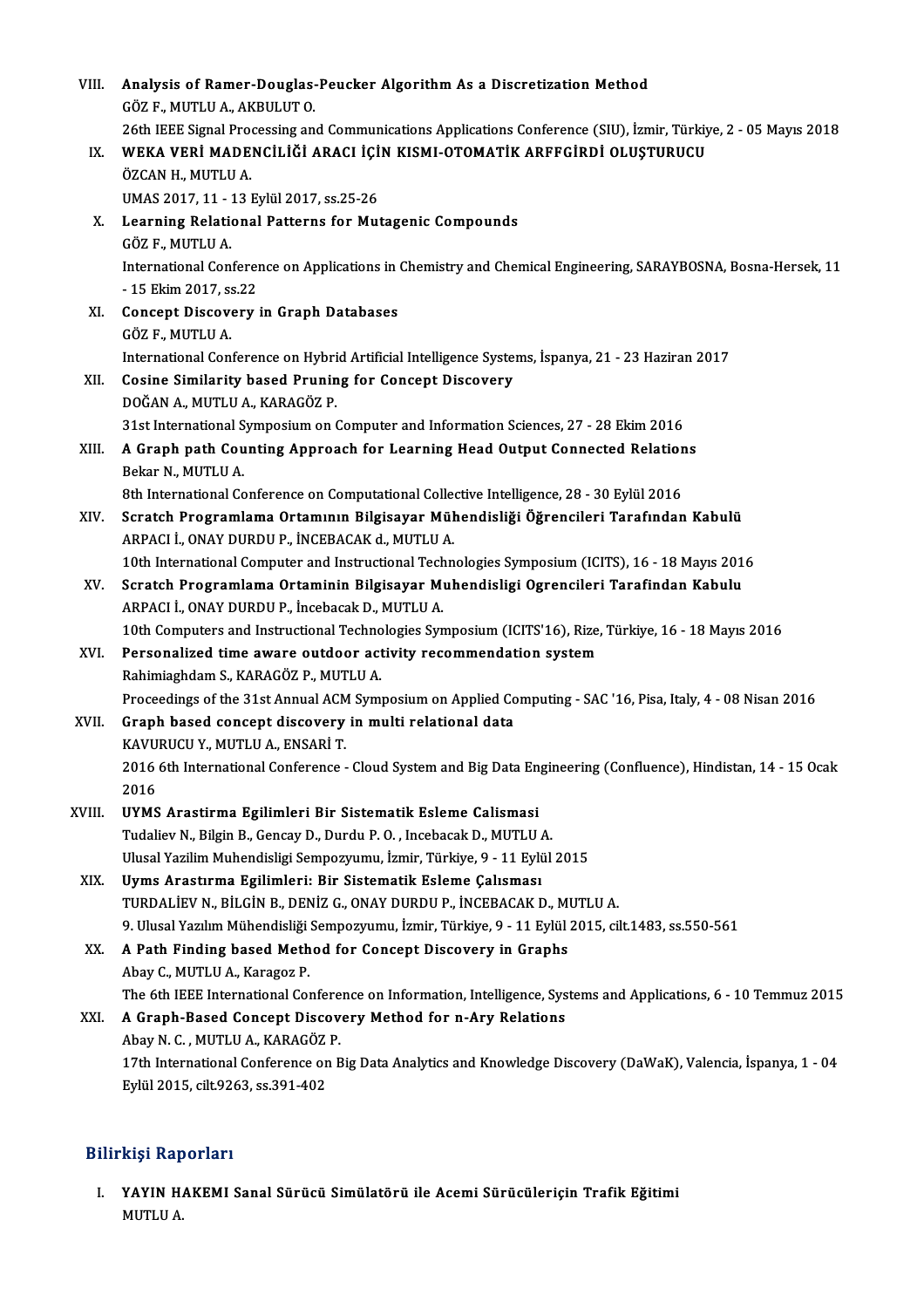VIII. **Analysis of Ramer-Douglas-Peucker Algorithm As a Discretization Method**
GÖZ F., MUTLU A., AKBULUT O.
26th IEEE Signal Processing and Communications Applications Conference (SIU), İzmir, Türkiye, 2 - 05 Mayıs 2018

IX. **WEKA VERİ MADENCİLİĞİ ARACI İÇİN KISMI-OTOMATİK ARFFGİRDİ OLUŞTURUCU**
ÖZCAN H., MUTLU A.
UMAS 2017, 11 - 13 Eylül 2017, ss.25-26

X. **Learning Relational Patterns for Mutagenic Compounds**
GÖZ F., MUTLU A.
International Conference on Applications in Chemistry and Chemical Engineering, SARAYBOSNA, Bosna-Hersek, 11 - 15 Ekim 2017, ss.22

XI. **Concept Discovery in Graph Databases**
GÖZ F., MUTLU A.
International Conference on Hybrid Artificial Intelligence Systems, İspanya, 21 - 23 Haziran 2017

XII. **Cosine Similarity based Pruning for Concept Discovery**
DOĞAN A., MUTLU A., KARAGÖZ P.
31st International Symposium on Computer and Information Sciences, 27 - 28 Ekim 2016

XIII. **A Graph path Counting Approach for Learning Head Output Connected Relations**
Bekar N., MUTLU A.
8th International Conference on Computational Collective Intelligence, 28 - 30 Eylül 2016

XIV. **Scratch Programlama Ortamının Bilgisayar Mühendisliği Öğrencileri Tarafından Kabulü**
ARPACI İ., ONAY DURDU P., İNCEBACAK d., MUTLU A.
10th International Computer and Instructional Technologies Symposium (ICITS), 16 - 18 Mayıs 2016

XV. **Scratch Programlama Ortaminin Bilgisayar Muhendisligi Ogrencileri Tarafindan Kabulu**
ARPACI İ., ONAY DURDU P., İncebacak D., MUTLU A.
10th Computers and Instructional Technologies Symposium (ICITS'16), Rize, Türkiye, 16 - 18 Mayıs 2016

XVI. **Personalized time aware outdoor activity recommendation system**
Rahimiaghdam S., KARAGÖZ P., MUTLU A.
Proceedings of the 31st Annual ACM Symposium on Applied Computing - SAC '16, Pisa, Italy, 4 - 08 Nisan 2016

XVII. **Graph based concept discovery in multi relational data**
KAVURUCU Y., MUTLU A., ENSARİ T.
2016 6th International Conference - Cloud System and Big Data Engineering (Confluence), Hindistan, 14 - 15 Ocak 2016

XVIII. **UYMS Arastirma Egilimleri Bir Sistematik Esleme Calismasi**
Tudaliev N., Bilgin B., Gencay D., Durdu P. O. , Incebacak D., MUTLU A.
Ulusal Yazilim Muhendisligi Sempozyumu, İzmir, Türkiye, 9 - 11 Eylül 2015

XIX. **Uyms Arastırma Egilimleri: Bir Sistematik Esleme Çalısması**
TURDALİEV N., BİLGİN B., DENİZ G., ONAY DURDU P., İNCEBACAK D., MUTLU A.
9. Ulusal Yazılım Mühendisliği Sempozyumu, İzmir, Türkiye, 9 - 11 Eylül 2015, cilt.1483, ss.550-561

XX. **A Path Finding based Method for Concept Discovery in Graphs**
Abay C., MUTLU A., Karagoz P.
The 6th IEEE International Conference on Information, Intelligence, Systems and Applications, 6 - 10 Temmuz 2015

XXI. **A Graph-Based Concept Discovery Method for n-Ary Relations**
Abay N. C. , MUTLU A., KARAGÖZ P.
17th International Conference on Big Data Analytics and Knowledge Discovery (DaWaK), Valencia, İspanya, 1 - 04 Eylül 2015, cilt.9263, ss.391-402

## Bilirkişi Raporları

I. **YAYIN HAKEMI Sanal Sürücü Simülatörü ile Acemi Sürücüleriçin Trafik Eğitimi**
MUTLU A.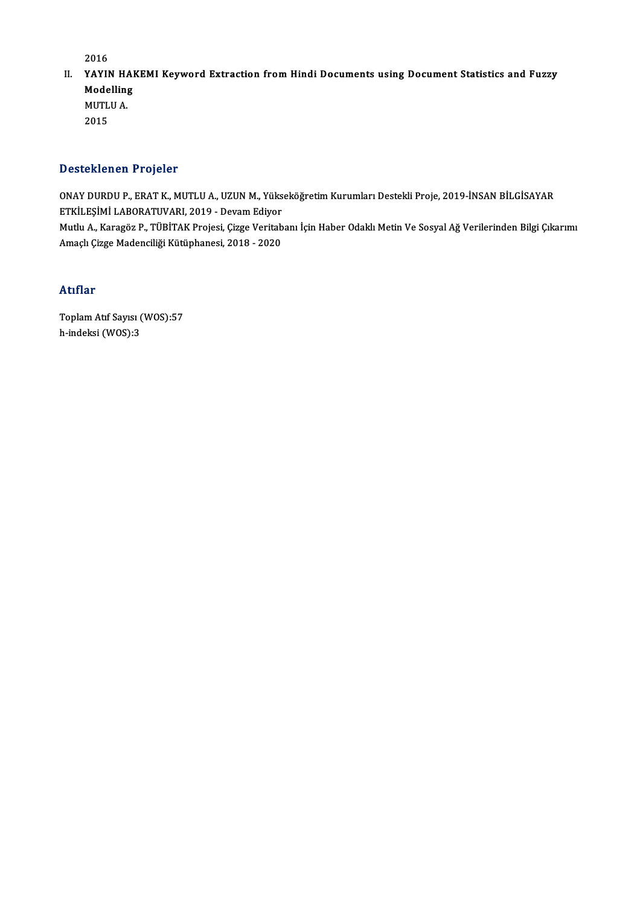2016

II. **YAYIN HAKEMI Keyword Extraction from Hindi Documents using Document Statistics and Fuzzy Modelling**
MUTLU A.
2015

## Desteklenen Projeler

ONAY DURDU P., ERAT K., MUTLU A., UZUN M., Yükseköğretim Kurumları Destekli Proje, 2019-İNSAN BİLGİSAYAR ETKİLEŞİMİ LABORATUVARI, 2019 - Devam Ediyor

Mutlu A., Karagöz P., TÜBİTAK Projesi, Çizge Veritabanı İçin Haber Odaklı Metin Ve Sosyal Ağ Verilerinden Bilgi Çıkarımı Amaçlı Çizge Madenciliği Kütüphanesi, 2018 - 2020

## Atıflar

Toplam Atıf Sayısı (WOS):57
h-indeksi (WOS):3